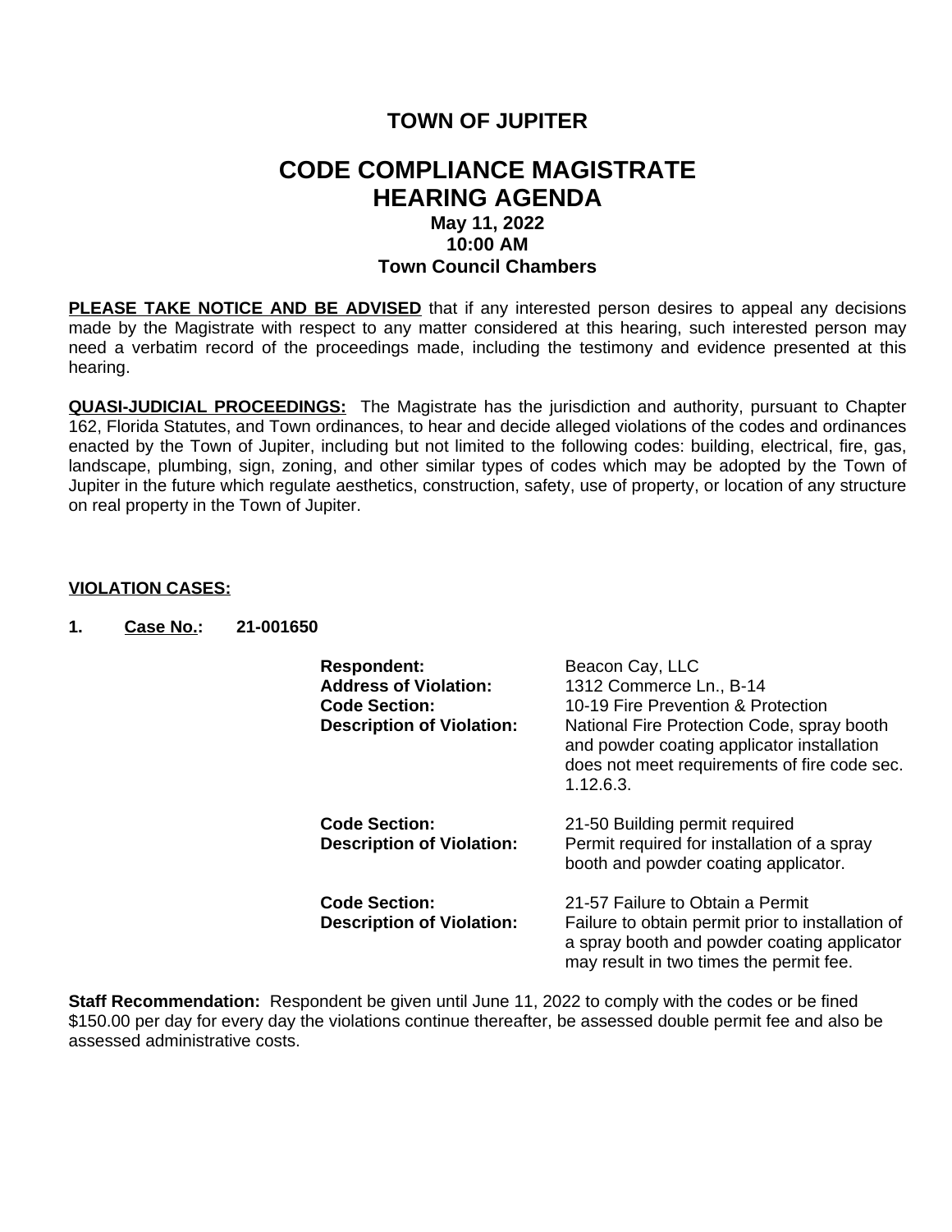# TOWN OF JUPITER

# CODE COMPLIANCE MAGISTRATE HEARING AGENDA

### May 11, 2022
### 10:00 AM
### Town Council Chambers

**PLEASE TAKE NOTICE AND BE ADVISED** that if any interested person desires to appeal any decisions made by the Magistrate with respect to any matter considered at this hearing, such interested person may need a verbatim record of the proceedings made, including the testimony and evidence presented at this hearing.

**QUASI-JUDICIAL PROCEEDINGS:** The Magistrate has the jurisdiction and authority, pursuant to Chapter 162, Florida Statutes, and Town ordinances, to hear and decide alleged violations of the codes and ordinances enacted by the Town of Jupiter, including but not limited to the following codes: building, electrical, fire, gas, landscape, plumbing, sign, zoning, and other similar types of codes which may be adopted by the Town of Jupiter in the future which regulate aesthetics, construction, safety, use of property, or location of any structure on real property in the Town of Jupiter.

**VIOLATION CASES:**

**1. Case No.: 21-001650**

**Respondent:** Beacon Cay, LLC
**Address of Violation:** 1312 Commerce Ln., B-14
**Code Section:** 10-19 Fire Prevention & Protection
**Description of Violation:** National Fire Protection Code, spray booth and powder coating applicator installation does not meet requirements of fire code sec. 1.12.6.3.

**Code Section:** 21-50 Building permit required
**Description of Violation:** Permit required for installation of a spray booth and powder coating applicator.

**Code Section:** 21-57 Failure to Obtain a Permit
**Description of Violation:** Failure to obtain permit prior to installation of a spray booth and powder coating applicator may result in two times the permit fee.

**Staff Recommendation:** Respondent be given until June 11, 2022 to comply with the codes or be fined $150.00 per day for every day the violations continue thereafter, be assessed double permit fee and also be assessed administrative costs.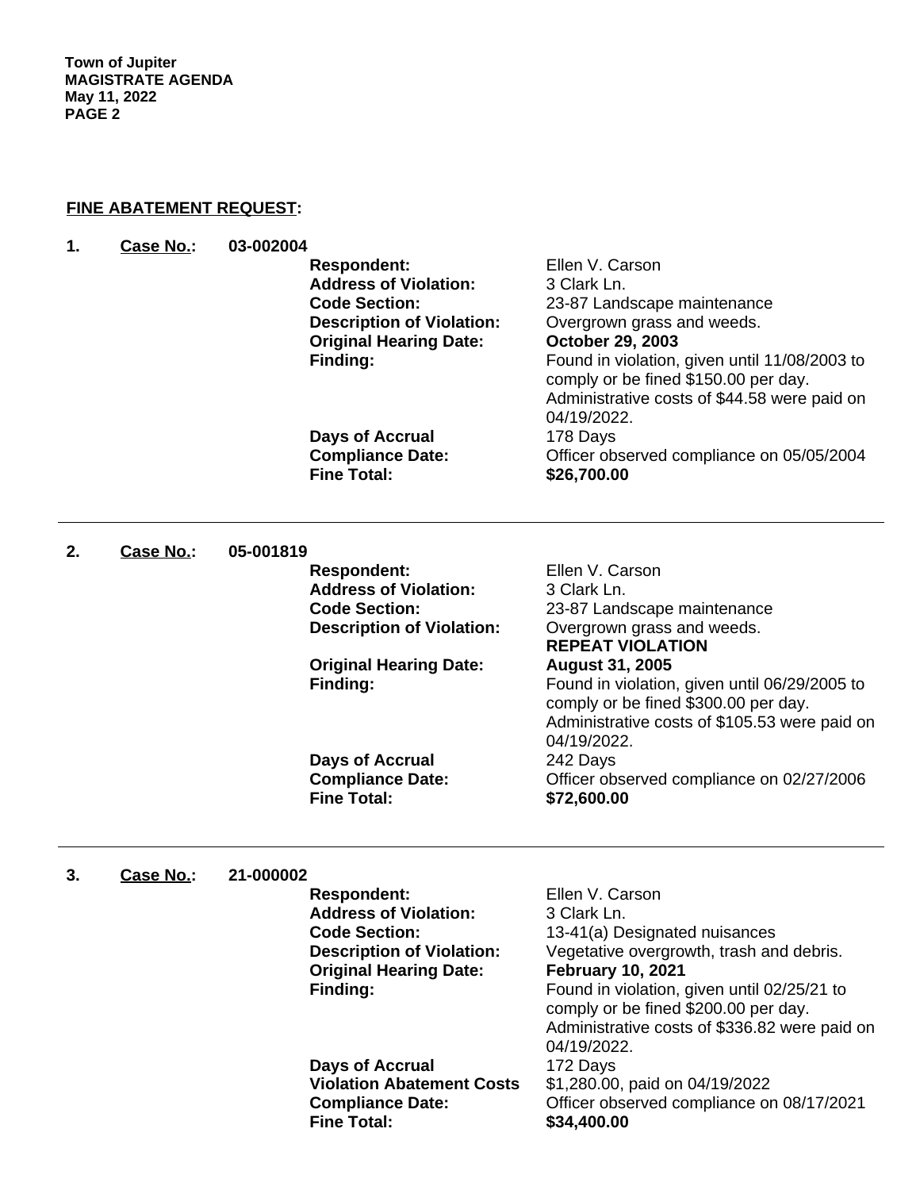**FINE ABATEMENT REQUEST:**

**1. Case No.: 03-002004**

| | |
|---|---|
| **Respondent:** | Ellen V. Carson |
| **Address of Violation:** | 3 Clark Ln. |
| **Code Section:** | 23-87 Landscape maintenance |
| **Description of Violation:** | Overgrown grass and weeds. |
| **Original Hearing Date:** | **October 29, 2003** |
| **Finding:** | Found in violation, given until 11/08/2003 to comply or be fined $150.00 per day. Administrative costs of $44.58 were paid on 04/19/2022. |
| **Days of Accrual** | 178 Days |
| **Compliance Date:** | Officer observed compliance on 05/05/2004 |
| **Fine Total:** | **$26,700.00** |

---

**2. Case No.: 05-001819**

| | |
|---|---|
| **Respondent:** | Ellen V. Carson |
| **Address of Violation:** | 3 Clark Ln. |
| **Code Section:** | 23-87 Landscape maintenance |
| **Description of Violation:** | Overgrown grass and weeds. **REPEAT VIOLATION** |
| **Original Hearing Date:** | **August 31, 2005** |
| **Finding:** | Found in violation, given until 06/29/2005 to comply or be fined $300.00 per day. Administrative costs of $105.53 were paid on 04/19/2022. |
| **Days of Accrual** | 242 Days |
| **Compliance Date:** | Officer observed compliance on 02/27/2006 |
| **Fine Total:** | **$72,600.00** |

---

**3. Case No.: 21-000002**

| | |
|---|---|
| **Respondent:** | Ellen V. Carson |
| **Address of Violation:** | 3 Clark Ln. |
| **Code Section:** | 13-41(a) Designated nuisances |
| **Description of Violation:** | Vegetative overgrowth, trash and debris. |
| **Original Hearing Date:** | **February 10, 2021** |
| **Finding:** | Found in violation, given until 02/25/21 to comply or be fined $200.00 per day. Administrative costs of $336.82 were paid on 04/19/2022. |
| **Days of Accrual** | 172 Days |
| **Violation Abatement Costs** | $1,280.00, paid on 04/19/2022 |
| **Compliance Date:** | Officer observed compliance on 08/17/2021 |
| **Fine Total:** | **$34,400.00** |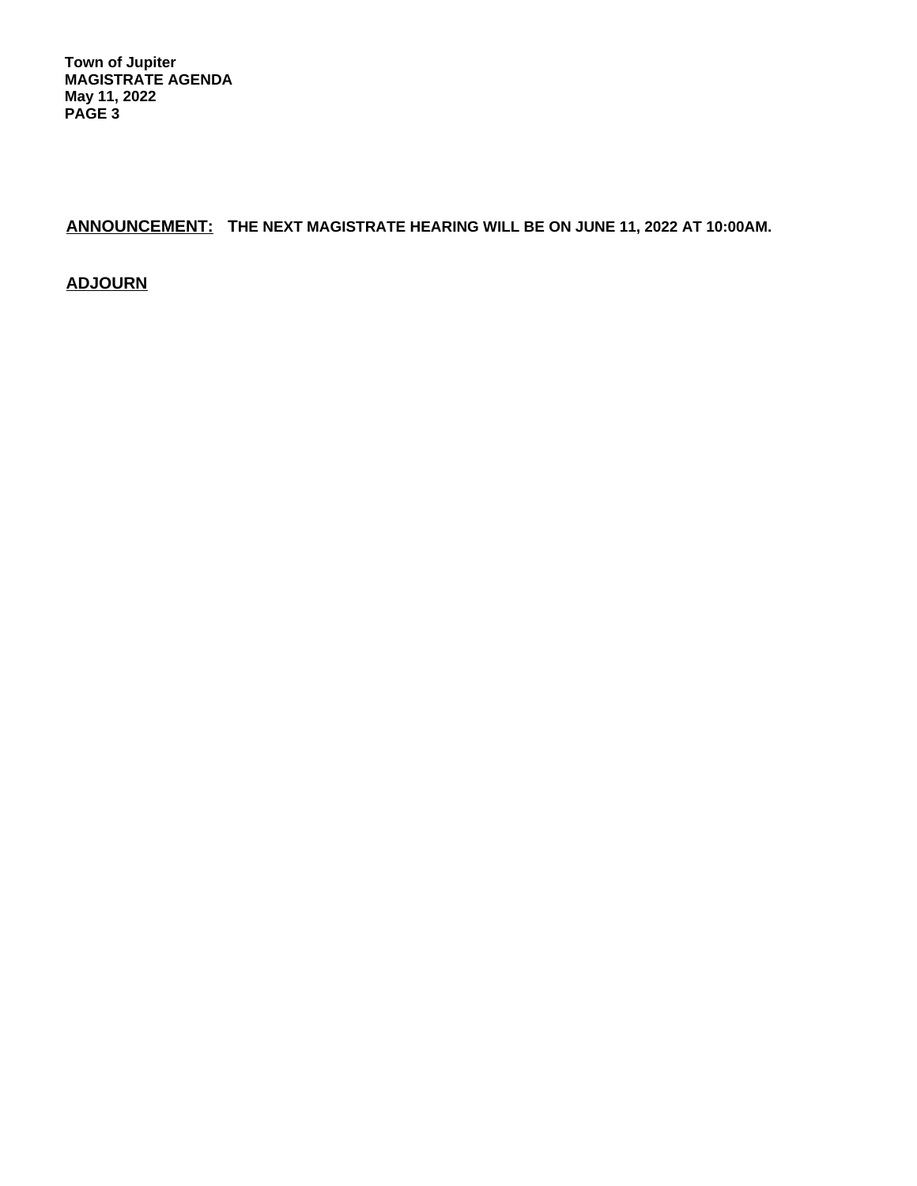**ANNOUNCEMENT:** **THE NEXT MAGISTRATE HEARING WILL BE ON JUNE 11, 2022 AT 10:00AM.**

**ADJOURN**